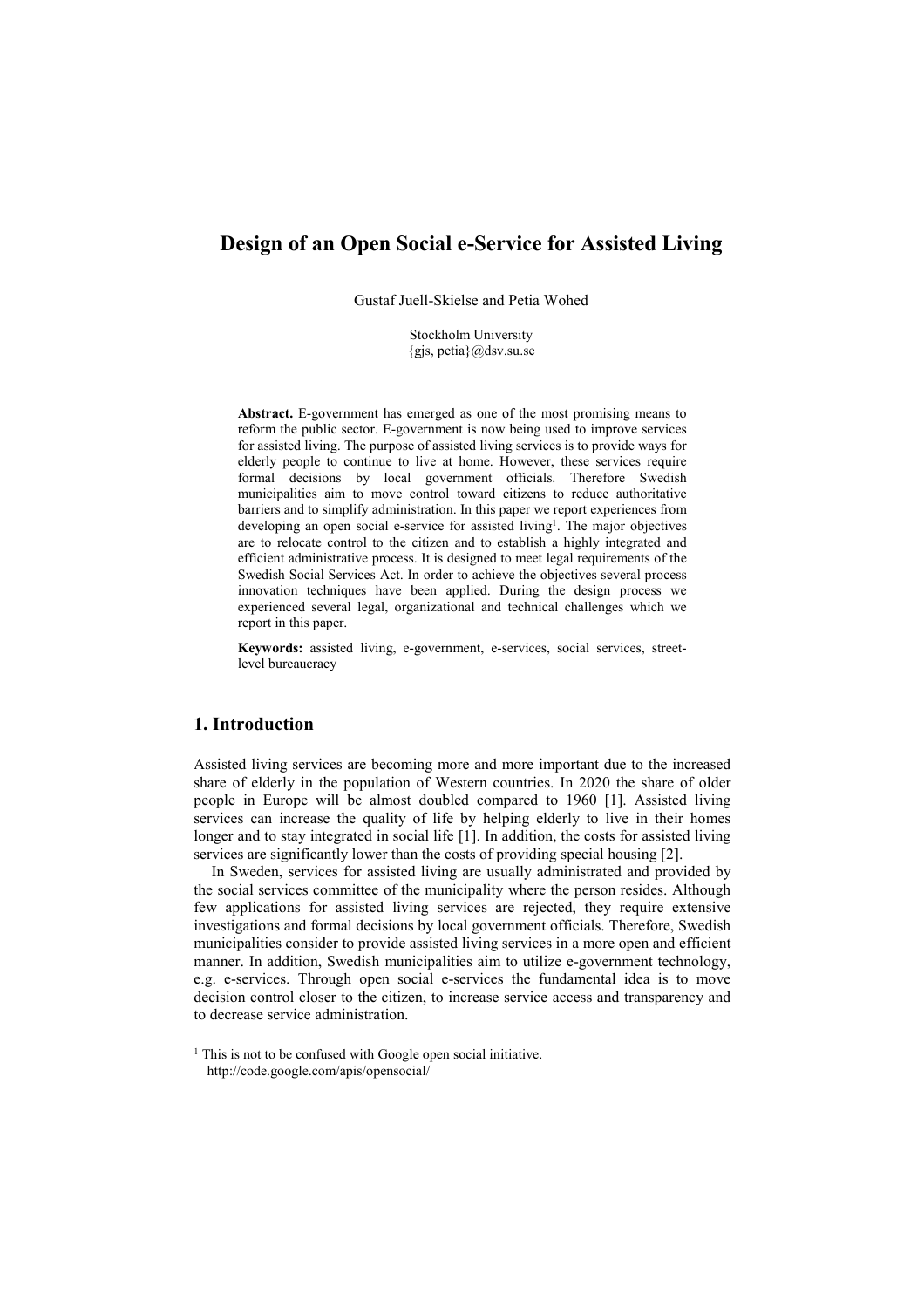# Design of an Open Social e-Service for Assisted Living

Gustaf Juell-Skielse and Petia Wohed

Stockholm University
{gjs, petia}@dsv.su.se

**Abstract.** E-government has emerged as one of the most promising means to reform the public sector. E-government is now being used to improve services for assisted living. The purpose of assisted living services is to provide ways for elderly people to continue to live at home. However, these services require formal decisions by local government officials. Therefore Swedish municipalities aim to move control toward citizens to reduce authoritative barriers and to simplify administration. In this paper we report experiences from developing an open social e-service for assisted living[1]. The major objectives are to relocate control to the citizen and to establish a highly integrated and efficient administrative process. It is designed to meet legal requirements of the Swedish Social Services Act. In order to achieve the objectives several process innovation techniques have been applied. During the design process we experienced several legal, organizational and technical challenges which we report in this paper.

**Keywords:** assisted living, e-government, e-services, social services, street-level bureaucracy

## 1. Introduction

Assisted living services are becoming more and more important due to the increased share of elderly in the population of Western countries. In 2020 the share of older people in Europe will be almost doubled compared to 1960 [1]. Assisted living services can increase the quality of life by helping elderly to live in their homes longer and to stay integrated in social life [1]. In addition, the costs for assisted living services are significantly lower than the costs of providing special housing [2].

In Sweden, services for assisted living are usually administrated and provided by the social services committee of the municipality where the person resides. Although few applications for assisted living services are rejected, they require extensive investigations and formal decisions by local government officials. Therefore, Swedish municipalities consider to provide assisted living services in a more open and efficient manner. In addition, Swedish municipalities aim to utilize e-government technology, e.g. e-services. Through open social e-services the fundamental idea is to move decision control closer to the citizen, to increase service access and transparency and to decrease service administration.

[1] This is not to be confused with Google open social initiative. http://code.google.com/apis/opensocial/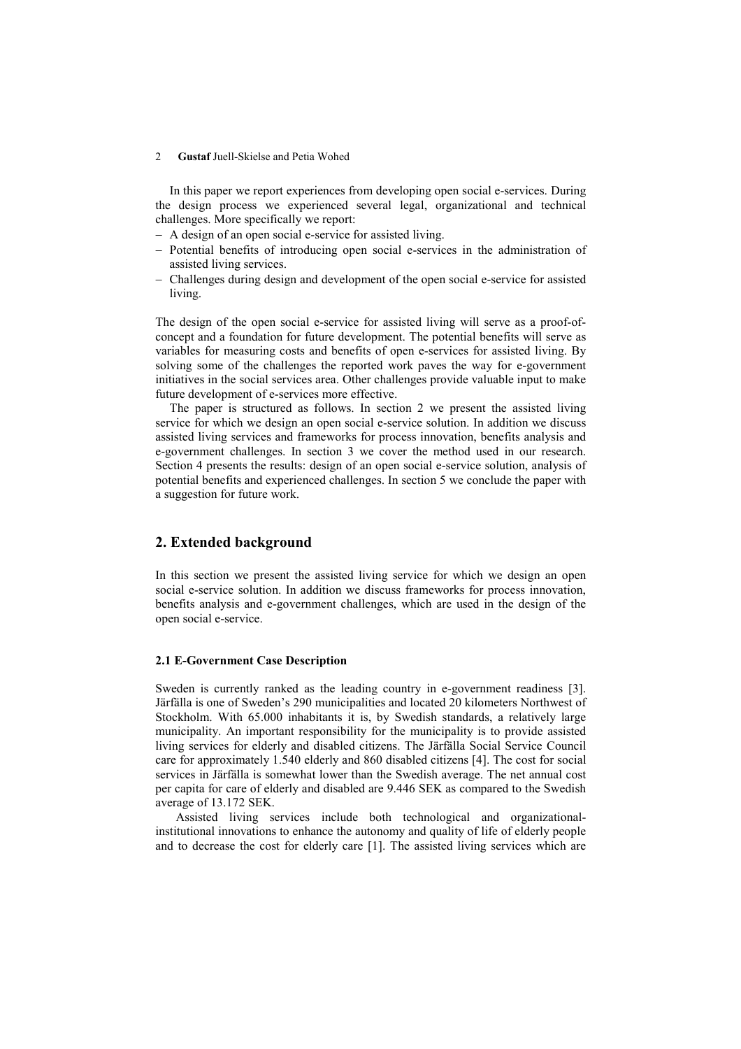In this paper we report experiences from developing open social e-services. During the design process we experienced several legal, organizational and technical challenges. More specifically we report:

- A design of an open social e-service for assisted living.
- Potential benefits of introducing open social e-services in the administration of assisted living services.
- Challenges during design and development of the open social e-service for assisted living.

The design of the open social e-service for assisted living will serve as a proof-of-concept and a foundation for future development. The potential benefits will serve as variables for measuring costs and benefits of open e-services for assisted living. By solving some of the challenges the reported work paves the way for e-government initiatives in the social services area. Other challenges provide valuable input to make future development of e-services more effective.

The paper is structured as follows. In section 2 we present the assisted living service for which we design an open social e-service solution. In addition we discuss assisted living services and frameworks for process innovation, benefits analysis and e-government challenges. In section 3 we cover the method used in our research. Section 4 presents the results: design of an open social e-service solution, analysis of potential benefits and experienced challenges. In section 5 we conclude the paper with a suggestion for future work.

## 2. Extended background

In this section we present the assisted living service for which we design an open social e-service solution. In addition we discuss frameworks for process innovation, benefits analysis and e-government challenges, which are used in the design of the open social e-service.

### 2.1 E-Government Case Description

Sweden is currently ranked as the leading country in e-government readiness [3]. Järfälla is one of Sweden's 290 municipalities and located 20 kilometers Northwest of Stockholm. With 65.000 inhabitants it is, by Swedish standards, a relatively large municipality. An important responsibility for the municipality is to provide assisted living services for elderly and disabled citizens. The Järfälla Social Service Council care for approximately 1.540 elderly and 860 disabled citizens [4]. The cost for social services in Järfälla is somewhat lower than the Swedish average. The net annual cost per capita for care of elderly and disabled are 9.446 SEK as compared to the Swedish average of 13.172 SEK.

Assisted living services include both technological and organizational-institutional innovations to enhance the autonomy and quality of life of elderly people and to decrease the cost for elderly care [1]. The assisted living services which are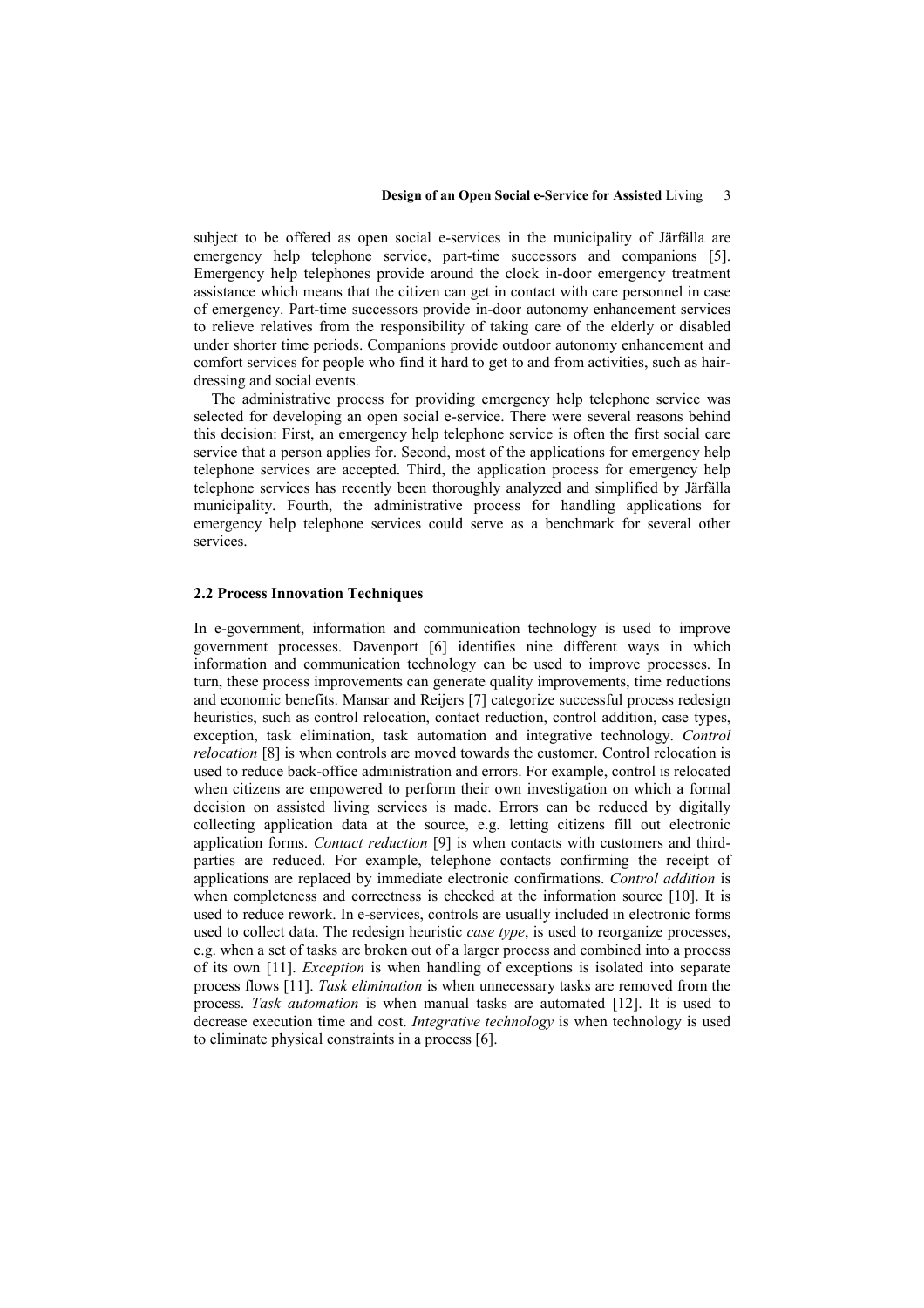subject to be offered as open social e-services in the municipality of Järfälla are emergency help telephone service, part-time successors and companions [5]. Emergency help telephones provide around the clock in-door emergency treatment assistance which means that the citizen can get in contact with care personnel in case of emergency. Part-time successors provide in-door autonomy enhancement services to relieve relatives from the responsibility of taking care of the elderly or disabled under shorter time periods. Companions provide outdoor autonomy enhancement and comfort services for people who find it hard to get to and from activities, such as hair-dressing and social events.

The administrative process for providing emergency help telephone service was selected for developing an open social e-service. There were several reasons behind this decision: First, an emergency help telephone service is often the first social care service that a person applies for. Second, most of the applications for emergency help telephone services are accepted. Third, the application process for emergency help telephone services has recently been thoroughly analyzed and simplified by Järfälla municipality. Fourth, the administrative process for handling applications for emergency help telephone services could serve as a benchmark for several other services.

### 2.2 Process Innovation Techniques

In e-government, information and communication technology is used to improve government processes. Davenport [6] identifies nine different ways in which information and communication technology can be used to improve processes. In turn, these process improvements can generate quality improvements, time reductions and economic benefits. Mansar and Reijers [7] categorize successful process redesign heuristics, such as control relocation, contact reduction, control addition, case types, exception, task elimination, task automation and integrative technology. *Control relocation* [8] is when controls are moved towards the customer. Control relocation is used to reduce back-office administration and errors. For example, control is relocated when citizens are empowered to perform their own investigation on which a formal decision on assisted living services is made. Errors can be reduced by digitally collecting application data at the source, e.g. letting citizens fill out electronic application forms. *Contact reduction* [9] is when contacts with customers and third-parties are reduced. For example, telephone contacts confirming the receipt of applications are replaced by immediate electronic confirmations. *Control addition* is when completeness and correctness is checked at the information source [10]. It is used to reduce rework. In e-services, controls are usually included in electronic forms used to collect data. The redesign heuristic *case type*, is used to reorganize processes, e.g. when a set of tasks are broken out of a larger process and combined into a process of its own [11]. *Exception* is when handling of exceptions is isolated into separate process flows [11]. *Task elimination* is when unnecessary tasks are removed from the process. *Task automation* is when manual tasks are automated [12]. It is used to decrease execution time and cost. *Integrative technology* is when technology is used to eliminate physical constraints in a process [6].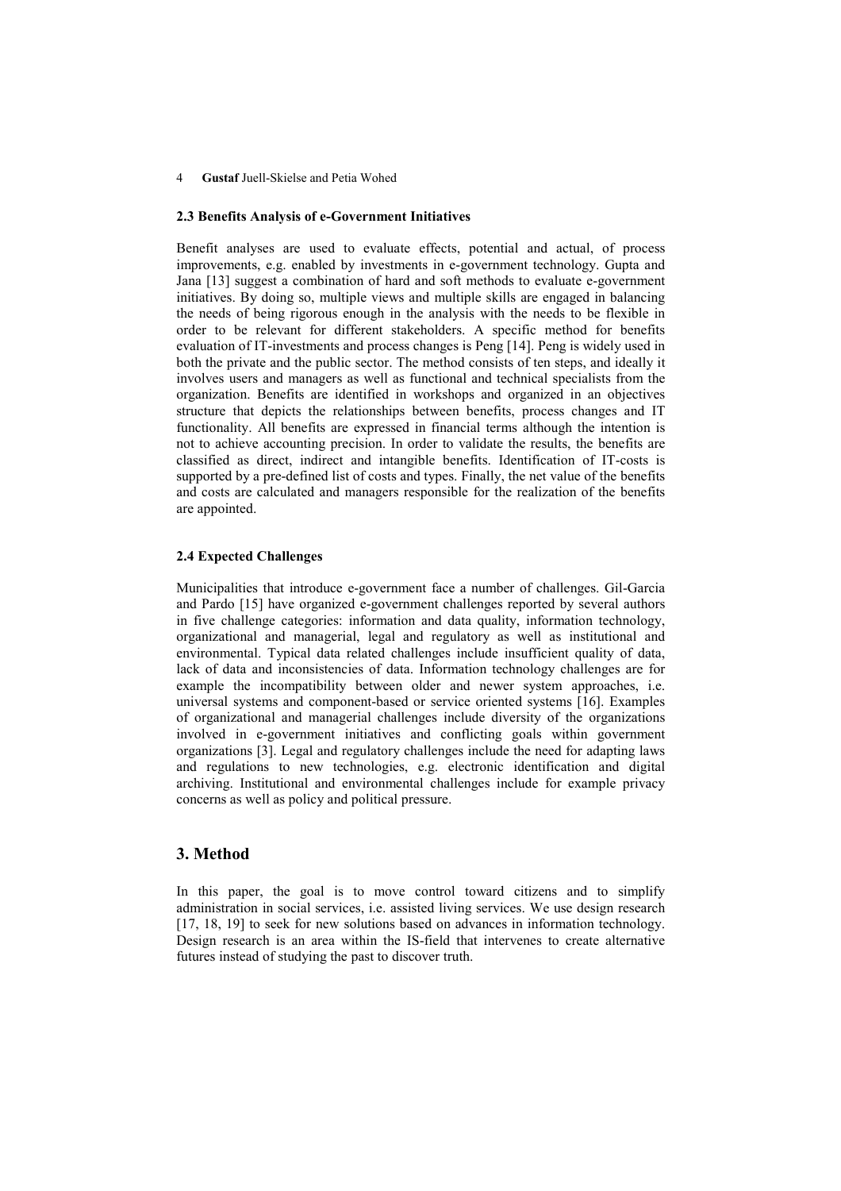### 2.3 Benefits Analysis of e-Government Initiatives

Benefit analyses are used to evaluate effects, potential and actual, of process improvements, e.g. enabled by investments in e-government technology. Gupta and Jana [13] suggest a combination of hard and soft methods to evaluate e-government initiatives. By doing so, multiple views and multiple skills are engaged in balancing the needs of being rigorous enough in the analysis with the needs to be flexible in order to be relevant for different stakeholders. A specific method for benefits evaluation of IT-investments and process changes is Peng [14]. Peng is widely used in both the private and the public sector. The method consists of ten steps, and ideally it involves users and managers as well as functional and technical specialists from the organization. Benefits are identified in workshops and organized in an objectives structure that depicts the relationships between benefits, process changes and IT functionality. All benefits are expressed in financial terms although the intention is not to achieve accounting precision. In order to validate the results, the benefits are classified as direct, indirect and intangible benefits. Identification of IT-costs is supported by a pre-defined list of costs and types. Finally, the net value of the benefits and costs are calculated and managers responsible for the realization of the benefits are appointed.

### 2.4 Expected Challenges

Municipalities that introduce e-government face a number of challenges. Gil-Garcia and Pardo [15] have organized e-government challenges reported by several authors in five challenge categories: information and data quality, information technology, organizational and managerial, legal and regulatory as well as institutional and environmental. Typical data related challenges include insufficient quality of data, lack of data and inconsistencies of data. Information technology challenges are for example the incompatibility between older and newer system approaches, i.e. universal systems and component-based or service oriented systems [16]. Examples of organizational and managerial challenges include diversity of the organizations involved in e-government initiatives and conflicting goals within government organizations [3]. Legal and regulatory challenges include the need for adapting laws and regulations to new technologies, e.g. electronic identification and digital archiving. Institutional and environmental challenges include for example privacy concerns as well as policy and political pressure.

## 3. Method

In this paper, the goal is to move control toward citizens and to simplify administration in social services, i.e. assisted living services. We use design research [17, 18, 19] to seek for new solutions based on advances in information technology. Design research is an area within the IS-field that intervenes to create alternative futures instead of studying the past to discover truth.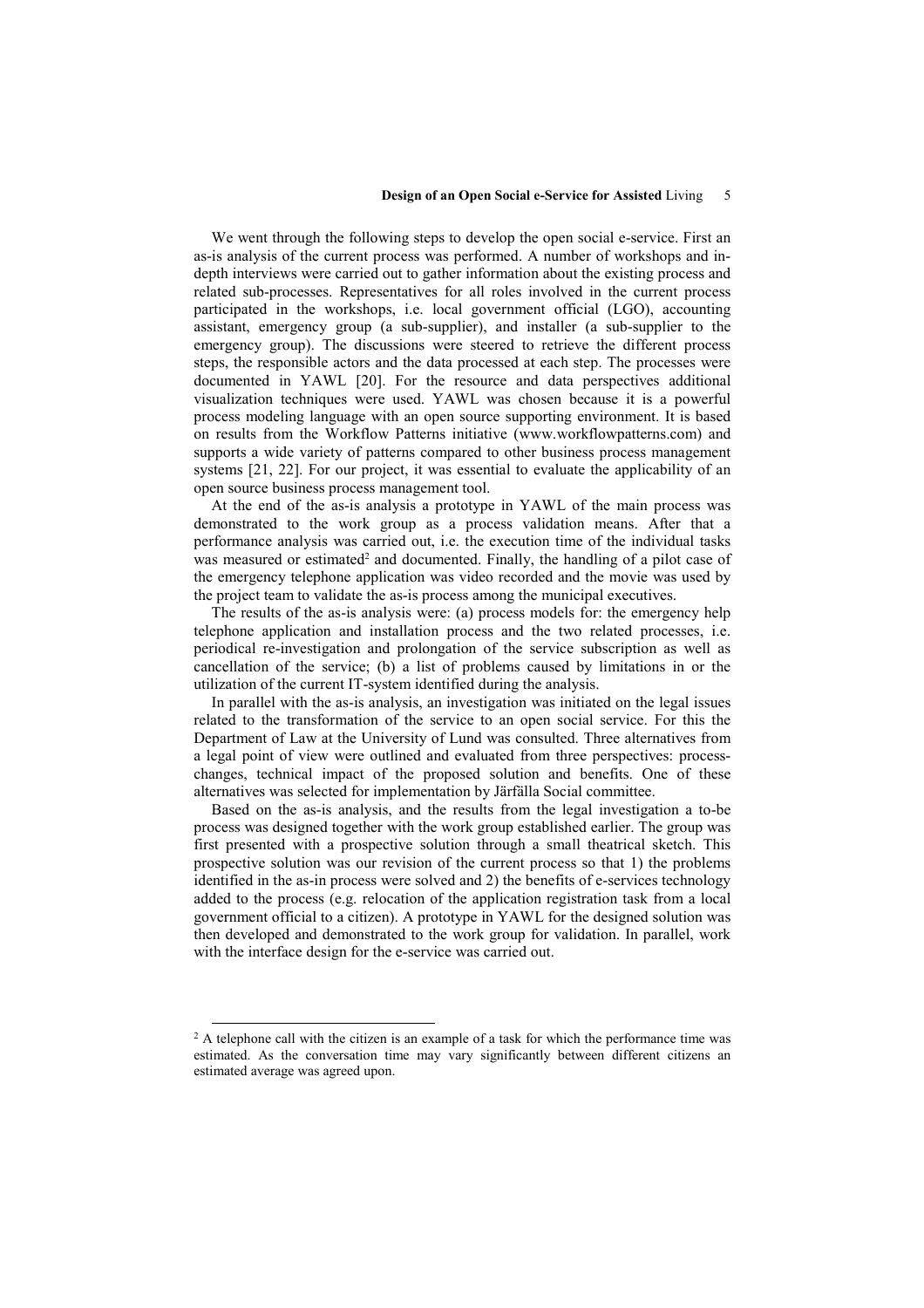We went through the following steps to develop the open social e-service. First an as-is analysis of the current process was performed. A number of workshops and in-depth interviews were carried out to gather information about the existing process and related sub-processes. Representatives for all roles involved in the current process participated in the workshops, i.e. local government official (LGO), accounting assistant, emergency group (a sub-supplier), and installer (a sub-supplier to the emergency group). The discussions were steered to retrieve the different process steps, the responsible actors and the data processed at each step. The processes were documented in YAWL [20]. For the resource and data perspectives additional visualization techniques were used. YAWL was chosen because it is a powerful process modeling language with an open source supporting environment. It is based on results from the Workflow Patterns initiative (www.workflowpatterns.com) and supports a wide variety of patterns compared to other business process management systems [21, 22]. For our project, it was essential to evaluate the applicability of an open source business process management tool.

At the end of the as-is analysis a prototype in YAWL of the main process was demonstrated to the work group as a process validation means. After that a performance analysis was carried out, i.e. the execution time of the individual tasks was measured or estimated[2] and documented. Finally, the handling of a pilot case of the emergency telephone application was video recorded and the movie was used by the project team to validate the as-is process among the municipal executives.

The results of the as-is analysis were: (a) process models for: the emergency help telephone application and installation process and the two related processes, i.e. periodical re-investigation and prolongation of the service subscription as well as cancellation of the service; (b) a list of problems caused by limitations in or the utilization of the current IT-system identified during the analysis.

In parallel with the as-is analysis, an investigation was initiated on the legal issues related to the transformation of the service to an open social service. For this the Department of Law at the University of Lund was consulted. Three alternatives from a legal point of view were outlined and evaluated from three perspectives: process-changes, technical impact of the proposed solution and benefits. One of these alternatives was selected for implementation by Järfälla Social committee.

Based on the as-is analysis, and the results from the legal investigation a to-be process was designed together with the work group established earlier. The group was first presented with a prospective solution through a small theatrical sketch. This prospective solution was our revision of the current process so that 1) the problems identified in the as-in process were solved and 2) the benefits of e-services technology added to the process (e.g. relocation of the application registration task from a local government official to a citizen). A prototype in YAWL for the designed solution was then developed and demonstrated to the work group for validation. In parallel, work with the interface design for the e-service was carried out.

---

[2] A telephone call with the citizen is an example of a task for which the performance time was estimated. As the conversation time may vary significantly between different citizens an estimated average was agreed upon.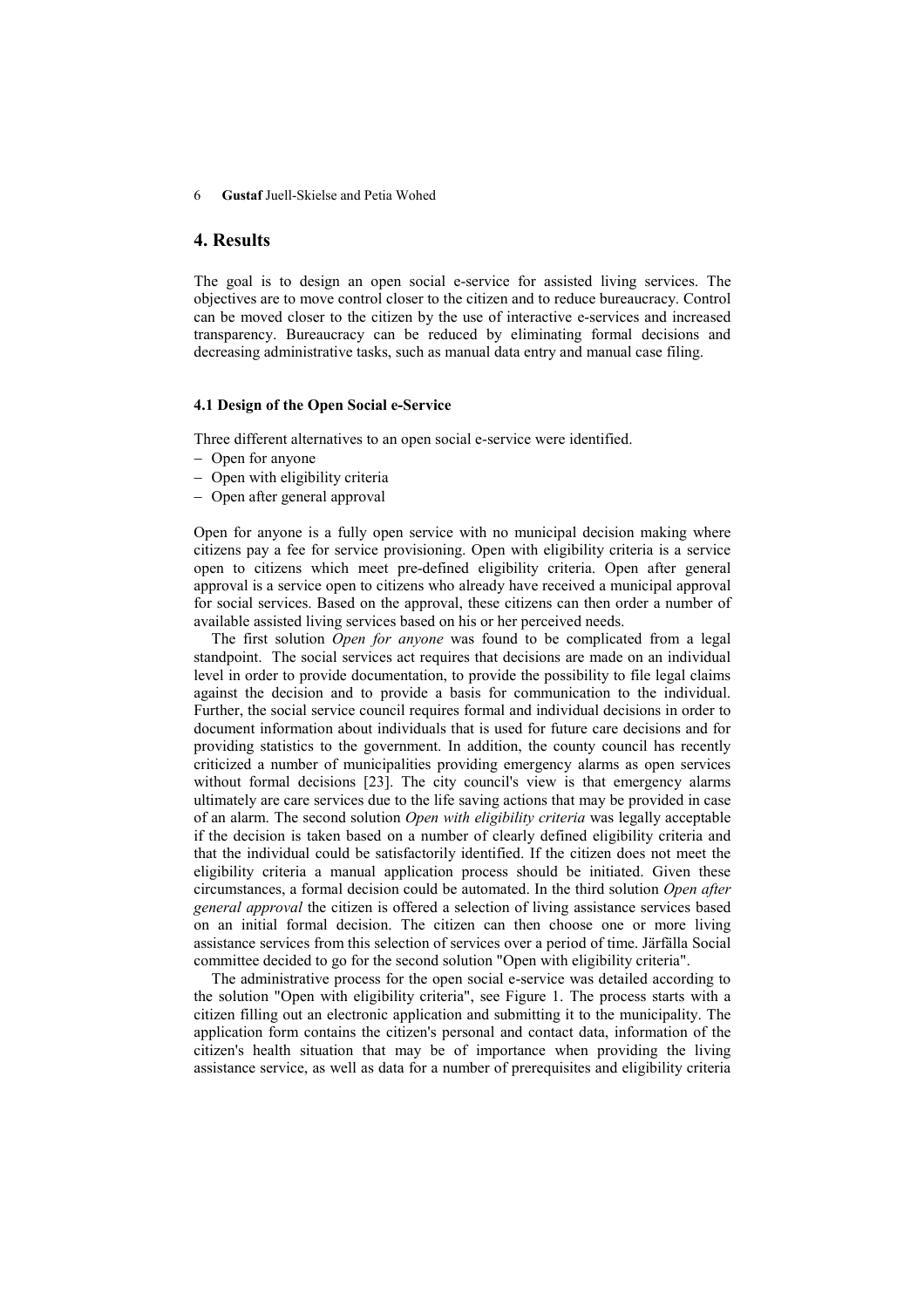## 4. Results

The goal is to design an open social e-service for assisted living services. The objectives are to move control closer to the citizen and to reduce bureaucracy. Control can be moved closer to the citizen by the use of interactive e-services and increased transparency. Bureaucracy can be reduced by eliminating formal decisions and decreasing administrative tasks, such as manual data entry and manual case filing.

### 4.1 Design of the Open Social e-Service

Three different alternatives to an open social e-service were identified.

- Open for anyone
- Open with eligibility criteria
- Open after general approval

Open for anyone is a fully open service with no municipal decision making where citizens pay a fee for service provisioning. Open with eligibility criteria is a service open to citizens which meet pre-defined eligibility criteria. Open after general approval is a service open to citizens who already have received a municipal approval for social services. Based on the approval, these citizens can then order a number of available assisted living services based on his or her perceived needs.

The first solution *Open for anyone* was found to be complicated from a legal standpoint. The social services act requires that decisions are made on an individual level in order to provide documentation, to provide the possibility to file legal claims against the decision and to provide a basis for communication to the individual. Further, the social service council requires formal and individual decisions in order to document information about individuals that is used for future care decisions and for providing statistics to the government. In addition, the county council has recently criticized a number of municipalities providing emergency alarms as open services without formal decisions [23]. The city council's view is that emergency alarms ultimately are care services due to the life saving actions that may be provided in case of an alarm. The second solution *Open with eligibility criteria* was legally acceptable if the decision is taken based on a number of clearly defined eligibility criteria and that the individual could be satisfactorily identified. If the citizen does not meet the eligibility criteria a manual application process should be initiated. Given these circumstances, a formal decision could be automated. In the third solution *Open after general approval* the citizen is offered a selection of living assistance services based on an initial formal decision. The citizen can then choose one or more living assistance services from this selection of services over a period of time. Järfälla Social committee decided to go for the second solution "Open with eligibility criteria".

The administrative process for the open social e-service was detailed according to the solution "Open with eligibility criteria", see Figure 1. The process starts with a citizen filling out an electronic application and submitting it to the municipality. The application form contains the citizen's personal and contact data, information of the citizen's health situation that may be of importance when providing the living assistance service, as well as data for a number of prerequisites and eligibility criteria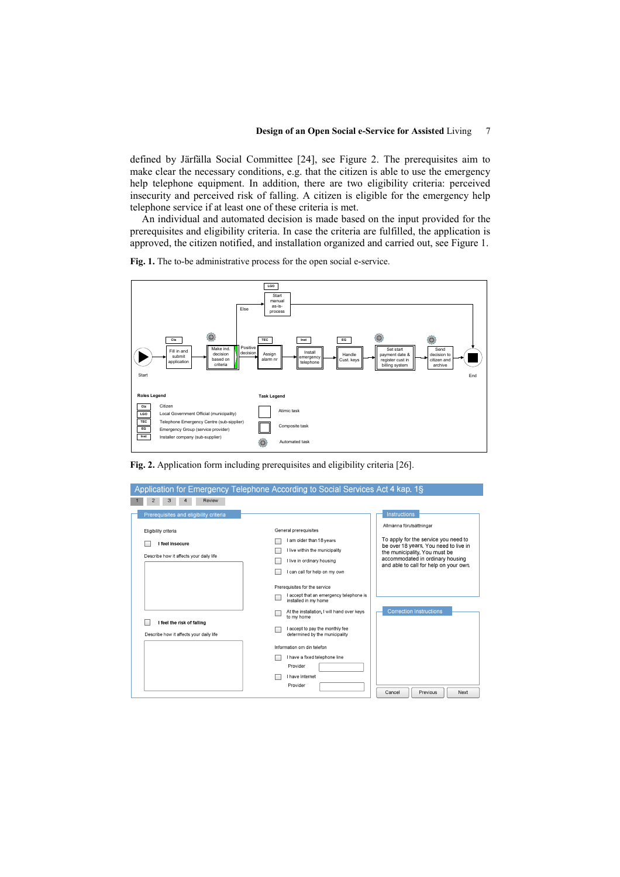defined by Järfälla Social Committee [24], see Figure 2. The prerequisites aim to make clear the necessary conditions, e.g. that the citizen is able to use the emergency help telephone equipment. In addition, there are two eligibility criteria: perceived insecurity and perceived risk of falling. A citizen is eligible for the emergency help telephone service if at least one of these criteria is met.

An individual and automated decision is made based on the input provided for the prerequisites and eligibility criteria. In case the criteria are fulfilled, the application is approved, the citizen notified, and installation organized and carried out, see Figure 1.

**Fig. 1.** The to-be administrative process for the open social e-service.

**Fig. 2.** Application form including prerequisites and eligibility criteria [26].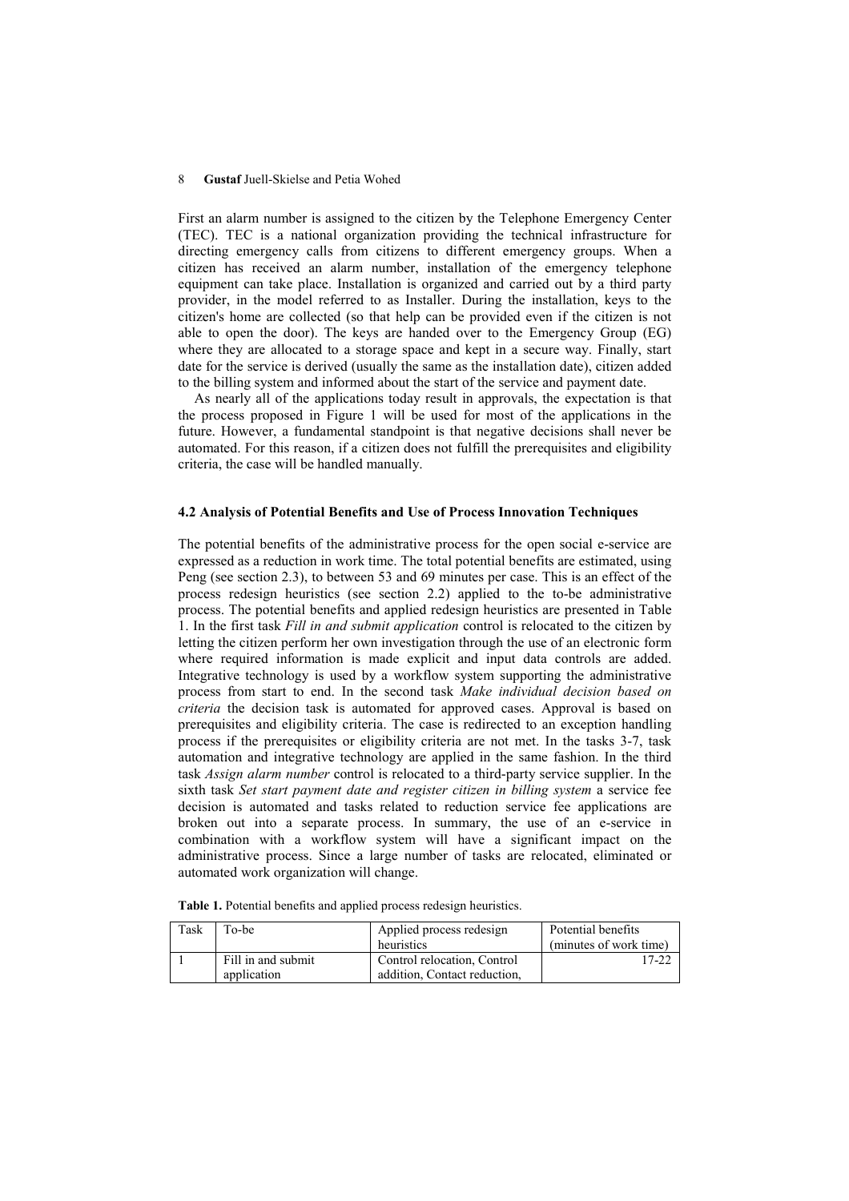First an alarm number is assigned to the citizen by the Telephone Emergency Center (TEC). TEC is a national organization providing the technical infrastructure for directing emergency calls from citizens to different emergency groups. When a citizen has received an alarm number, installation of the emergency telephone equipment can take place. Installation is organized and carried out by a third party provider, in the model referred to as Installer. During the installation, keys to the citizen's home are collected (so that help can be provided even if the citizen is not able to open the door). The keys are handed over to the Emergency Group (EG) where they are allocated to a storage space and kept in a secure way. Finally, start date for the service is derived (usually the same as the installation date), citizen added to the billing system and informed about the start of the service and payment date.

As nearly all of the applications today result in approvals, the expectation is that the process proposed in Figure 1 will be used for most of the applications in the future. However, a fundamental standpoint is that negative decisions shall never be automated. For this reason, if a citizen does not fulfill the prerequisites and eligibility criteria, the case will be handled manually.

### 4.2 Analysis of Potential Benefits and Use of Process Innovation Techniques

The potential benefits of the administrative process for the open social e-service are expressed as a reduction in work time. The total potential benefits are estimated, using Peng (see section 2.3), to between 53 and 69 minutes per case. This is an effect of the process redesign heuristics (see section 2.2) applied to the to-be administrative process. The potential benefits and applied redesign heuristics are presented in Table 1. In the first task *Fill in and submit application* control is relocated to the citizen by letting the citizen perform her own investigation through the use of an electronic form where required information is made explicit and input data controls are added. Integrative technology is used by a workflow system supporting the administrative process from start to end. In the second task *Make individual decision based on criteria* the decision task is automated for approved cases. Approval is based on prerequisites and eligibility criteria. The case is redirected to an exception handling process if the prerequisites or eligibility criteria are not met. In the tasks 3-7, task automation and integrative technology are applied in the same fashion. In the third task *Assign alarm number* control is relocated to a third-party service supplier. In the sixth task *Set start payment date and register citizen in billing system* a service fee decision is automated and tasks related to reduction service fee applications are broken out into a separate process. In summary, the use of an e-service in combination with a workflow system will have a significant impact on the administrative process. Since a large number of tasks are relocated, eliminated or automated work organization will change.

**Table 1.** Potential benefits and applied process redesign heuristics.

| Task | To-be | Applied process redesign heuristics | Potential benefits (minutes of work time) |
|---|---|---|---|
| 1 | Fill in and submit application | Control relocation, Control addition, Contact reduction, | 17-22 |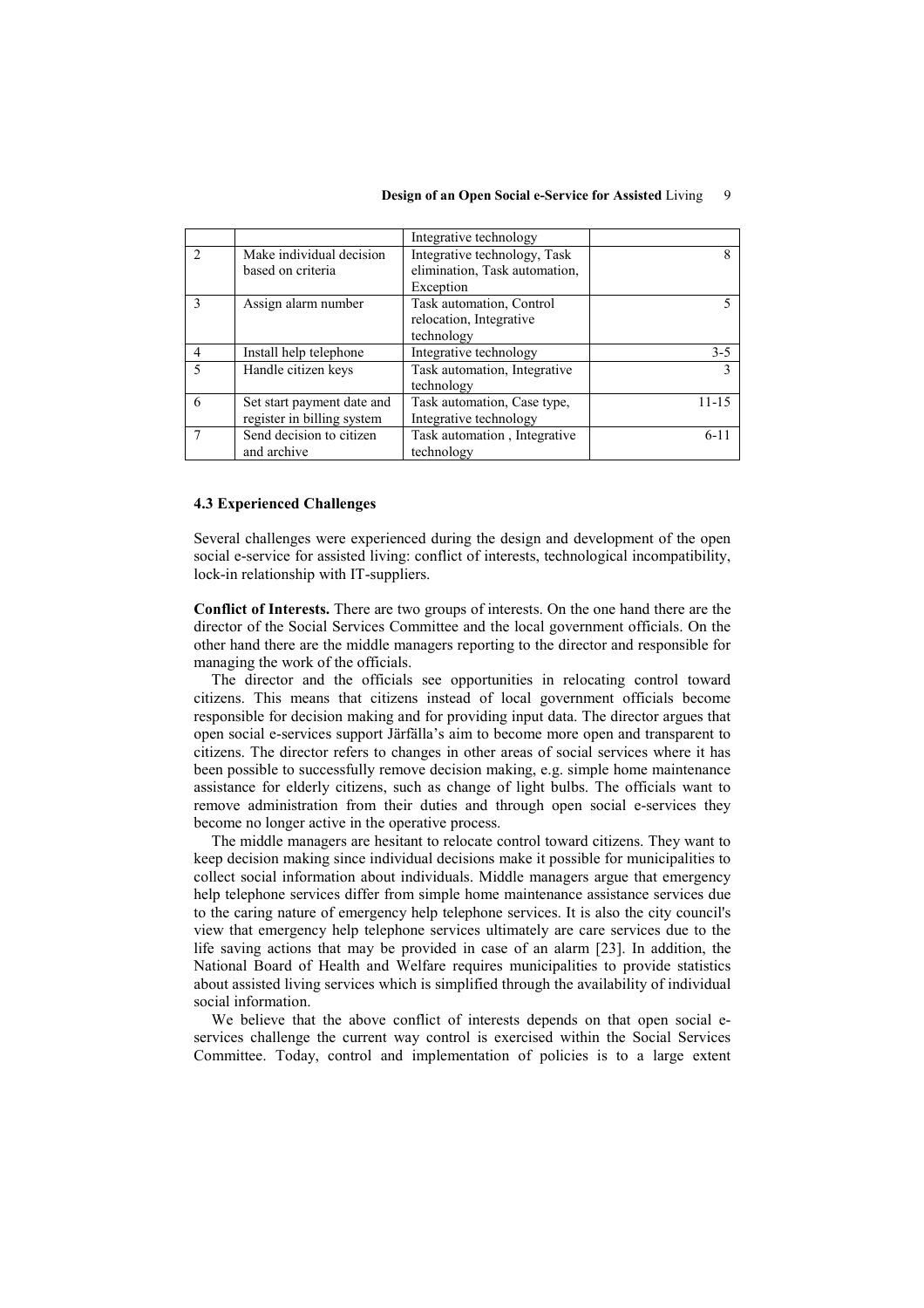|   |   | Integrative technology |   |
|---|---|---|---|
| 2 | Make individual decision based on criteria | Integrative technology, Task elimination, Task automation, Exception | 8 |
| 3 | Assign alarm number | Task automation, Control relocation, Integrative technology | 5 |
| 4 | Install help telephone | Integrative technology | 3-5 |
| 5 | Handle citizen keys | Task automation, Integrative technology | 3 |
| 6 | Set start payment date and register in billing system | Task automation, Case type, Integrative technology | 11-15 |
| 7 | Send decision to citizen and archive | Task automation , Integrative technology | 6-11 |

### 4.3 Experienced Challenges

Several challenges were experienced during the design and development of the open social e-service for assisted living: conflict of interests, technological incompatibility, lock-in relationship with IT-suppliers.

**Conflict of Interests.** There are two groups of interests. On the one hand there are the director of the Social Services Committee and the local government officials. On the other hand there are the middle managers reporting to the director and responsible for managing the work of the officials.

The director and the officials see opportunities in relocating control toward citizens. This means that citizens instead of local government officials become responsible for decision making and for providing input data. The director argues that open social e-services support Järfälla's aim to become more open and transparent to citizens. The director refers to changes in other areas of social services where it has been possible to successfully remove decision making, e.g. simple home maintenance assistance for elderly citizens, such as change of light bulbs. The officials want to remove administration from their duties and through open social e-services they become no longer active in the operative process.

The middle managers are hesitant to relocate control toward citizens. They want to keep decision making since individual decisions make it possible for municipalities to collect social information about individuals. Middle managers argue that emergency help telephone services differ from simple home maintenance assistance services due to the caring nature of emergency help telephone services. It is also the city council's view that emergency help telephone services ultimately are care services due to the life saving actions that may be provided in case of an alarm [23]. In addition, the National Board of Health and Welfare requires municipalities to provide statistics about assisted living services which is simplified through the availability of individual social information.

We believe that the above conflict of interests depends on that open social e-services challenge the current way control is exercised within the Social Services Committee. Today, control and implementation of policies is to a large extent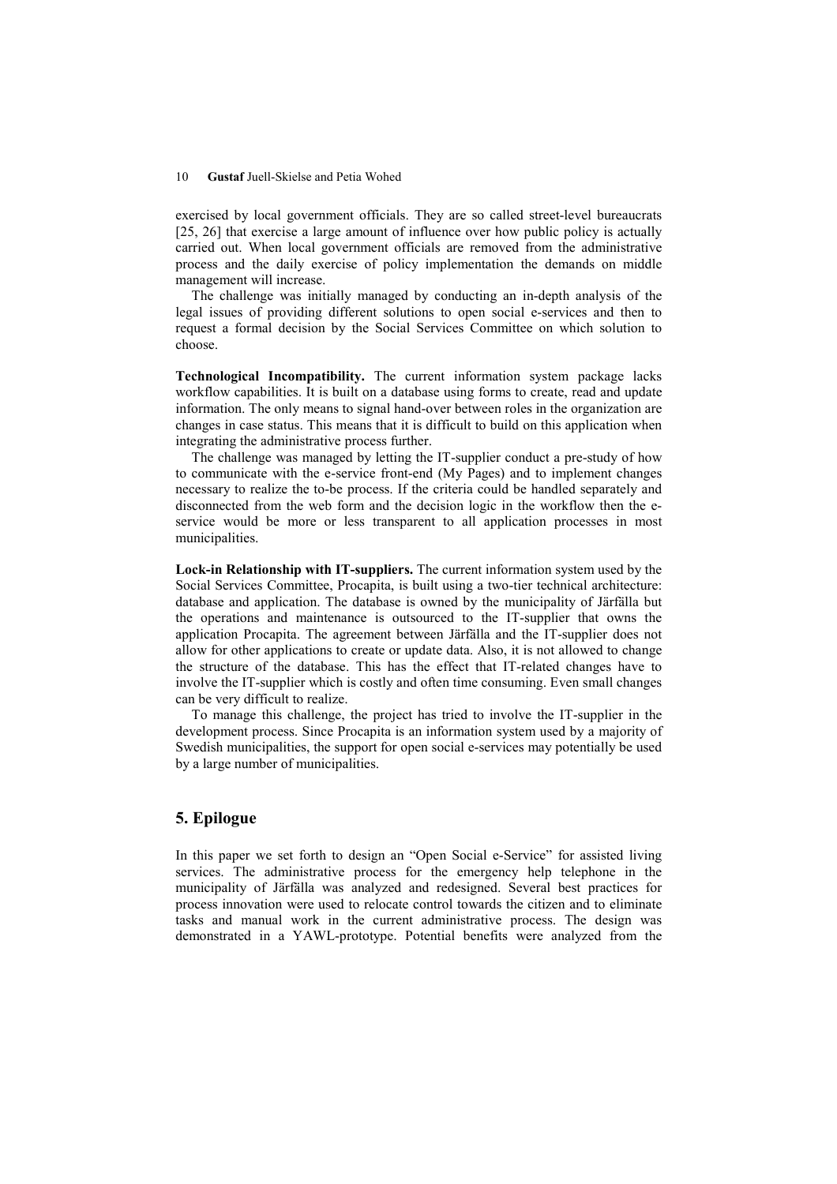exercised by local government officials. They are so called street-level bureaucrats [25, 26] that exercise a large amount of influence over how public policy is actually carried out. When local government officials are removed from the administrative process and the daily exercise of policy implementation the demands on middle management will increase.

The challenge was initially managed by conducting an in-depth analysis of the legal issues of providing different solutions to open social e-services and then to request a formal decision by the Social Services Committee on which solution to choose.

**Technological Incompatibility.** The current information system package lacks workflow capabilities. It is built on a database using forms to create, read and update information. The only means to signal hand-over between roles in the organization are changes in case status. This means that it is difficult to build on this application when integrating the administrative process further.

The challenge was managed by letting the IT-supplier conduct a pre-study of how to communicate with the e-service front-end (My Pages) and to implement changes necessary to realize the to-be process. If the criteria could be handled separately and disconnected from the web form and the decision logic in the workflow then the e-service would be more or less transparent to all application processes in most municipalities.

**Lock-in Relationship with IT-suppliers.** The current information system used by the Social Services Committee, Procapita, is built using a two-tier technical architecture: database and application. The database is owned by the municipality of Järfälla but the operations and maintenance is outsourced to the IT-supplier that owns the application Procapita. The agreement between Järfälla and the IT-supplier does not allow for other applications to create or update data. Also, it is not allowed to change the structure of the database. This has the effect that IT-related changes have to involve the IT-supplier which is costly and often time consuming. Even small changes can be very difficult to realize.

To manage this challenge, the project has tried to involve the IT-supplier in the development process. Since Procapita is an information system used by a majority of Swedish municipalities, the support for open social e-services may potentially be used by a large number of municipalities.

## 5. Epilogue

In this paper we set forth to design an "Open Social e-Service" for assisted living services. The administrative process for the emergency help telephone in the municipality of Järfälla was analyzed and redesigned. Several best practices for process innovation were used to relocate control towards the citizen and to eliminate tasks and manual work in the current administrative process. The design was demonstrated in a YAWL-prototype. Potential benefits were analyzed from the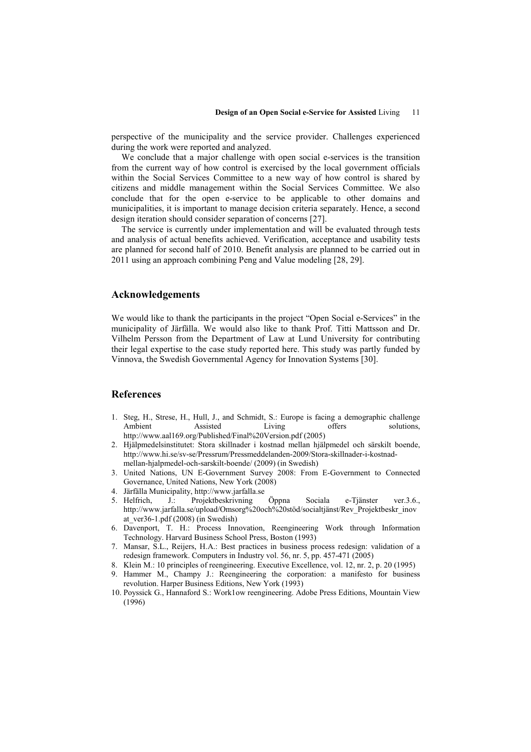perspective of the municipality and the service provider. Challenges experienced during the work were reported and analyzed.

We conclude that a major challenge with open social e-services is the transition from the current way of how control is exercised by the local government officials within the Social Services Committee to a new way of how control is shared by citizens and middle management within the Social Services Committee. We also conclude that for the open e-service to be applicable to other domains and municipalities, it is important to manage decision criteria separately. Hence, a second design iteration should consider separation of concerns [27].

The service is currently under implementation and will be evaluated through tests and analysis of actual benefits achieved. Verification, acceptance and usability tests are planned for second half of 2010. Benefit analysis are planned to be carried out in 2011 using an approach combining Peng and Value modeling [28, 29].

## Acknowledgements

We would like to thank the participants in the project "Open Social e-Services" in the municipality of Järfälla. We would also like to thank Prof. Titti Mattsson and Dr. Vilhelm Persson from the Department of Law at Lund University for contributing their legal expertise to the case study reported here. This study was partly funded by Vinnova, the Swedish Governmental Agency for Innovation Systems [30].

## References

1. Steg, H., Strese, H., Hull, J., and Schmidt, S.: Europe is facing a demographic challenge Ambient Assisted Living offers solutions, http://www.aal169.org/Published/Final%20Version.pdf (2005)
2. Hjälpmedelsinstitutet: Stora skillnader i kostnad mellan hjälpmedel och särskilt boende, http://www.hi.se/sv-se/Pressrum/Pressmeddelanden-2009/Stora-skillnader-i-kostnad-mellan-hjalpmedel-och-sarskilt-boende/ (2009) (in Swedish)
3. United Nations, UN E-Government Survey 2008: From E-Government to Connected Governance, United Nations, New York (2008)
4. Järfälla Municipality, http://www.jarfalla.se
5. Helfrich, J.: Projektbeskrivning Öppna Sociala e-Tjänster ver.3.6., http://www.jarfalla.se/upload/Omsorg%20och%20stöd/socialtjänst/Rev_Projektbeskr_inovat_ver36-1.pdf (2008) (in Swedish)
6. Davenport, T. H.: Process Innovation, Reengineering Work through Information Technology. Harvard Business School Press, Boston (1993)
7. Mansar, S.L., Reijers, H.A.: Best practices in business process redesign: validation of a redesign framework. Computers in Industry vol. 56, nr. 5, pp. 457-471 (2005)
8. Klein M.: 10 principles of reengineering. Executive Excellence, vol. 12, nr. 2, p. 20 (1995)
9. Hammer M., Champy J.: Reengineering the corporation: a manifesto for business revolution. Harper Business Editions, New York (1993)
10. Poyssick G., Hannaford S.: Work1ow reengineering. Adobe Press Editions, Mountain View (1996)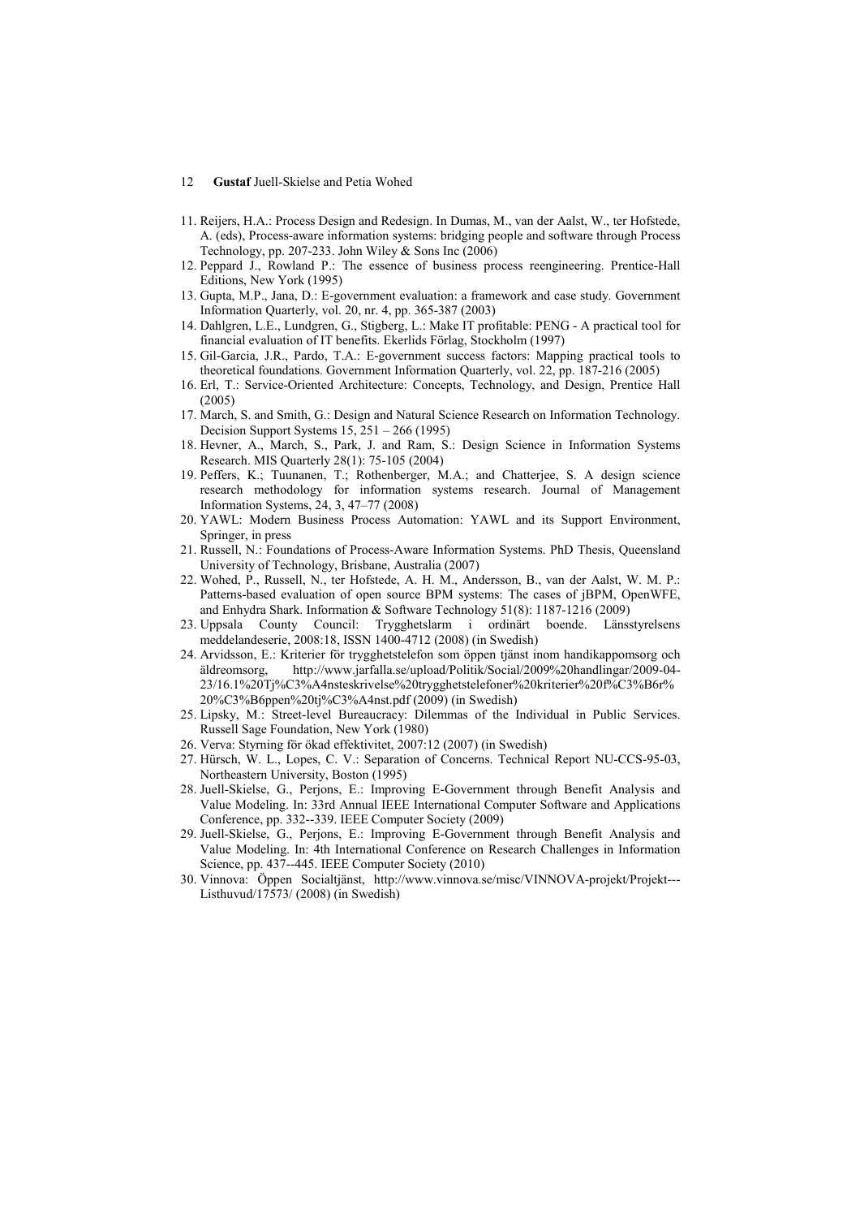11. Reijers, H.A.: Process Design and Redesign. In Dumas, M., van der Aalst, W., ter Hofstede, A. (eds), Process-aware information systems: bridging people and software through Process Technology, pp. 207-233. John Wiley & Sons Inc (2006)
12. Peppard J., Rowland P.: The essence of business process reengineering. Prentice-Hall Editions, New York (1995)
13. Gupta, M.P., Jana, D.: E-government evaluation: a framework and case study. Government Information Quarterly, vol. 20, nr. 4, pp. 365-387 (2003)
14. Dahlgren, L.E., Lundgren, G., Stigberg, L.: Make IT profitable: PENG - A practical tool for financial evaluation of IT benefits. Ekerlids Förlag, Stockholm (1997)
15. Gil-Garcia, J.R., Pardo, T.A.: E-government success factors: Mapping practical tools to theoretical foundations. Government Information Quarterly, vol. 22, pp. 187-216 (2005)
16. Erl, T.: Service-Oriented Architecture: Concepts, Technology, and Design, Prentice Hall (2005)
17. March, S. and Smith, G.: Design and Natural Science Research on Information Technology. Decision Support Systems 15, 251 – 266 (1995)
18. Hevner, A., March, S., Park, J. and Ram, S.: Design Science in Information Systems Research. MIS Quarterly 28(1): 75-105 (2004)
19. Peffers, K.; Tuunanen, T.; Rothenberger, M.A.; and Chatterjee, S. A design science research methodology for information systems research. Journal of Management Information Systems, 24, 3, 47–77 (2008)
20. YAWL: Modern Business Process Automation: YAWL and its Support Environment, Springer, in press
21. Russell, N.: Foundations of Process-Aware Information Systems. PhD Thesis, Queensland University of Technology, Brisbane, Australia (2007)
22. Wohed, P., Russell, N., ter Hofstede, A. H. M., Andersson, B., van der Aalst, W. M. P.: Patterns-based evaluation of open source BPM systems: The cases of jBPM, OpenWFE, and Enhydra Shark. Information & Software Technology 51(8): 1187-1216 (2009)
23. Uppsala County Council: Trygghetslarm i ordinärt boende. Länsstyrelsens meddelandeserie, 2008:18, ISSN 1400-4712 (2008) (in Swedish)
24. Arvidsson, E.: Kriterier för trygghetstelefon som öppen tjänst inom handikappomsorg och äldreomsorg, http://www.jarfalla.se/upload/Politik/Social/2009%20handlingar/2009-04-23/16.1%20Tj%C3%A4nsteskrivelse%20trygghetstelefoner%20kriterier%20f%C3%B6r%20%C3%B6ppen%20tj%C3%A4nst.pdf (2009) (in Swedish)
25. Lipsky, M.: Street-level Bureaucracy: Dilemmas of the Individual in Public Services. Russell Sage Foundation, New York (1980)
26. Verva: Styrning för ökad effektivitet, 2007:12 (2007) (in Swedish)
27. Hürsch, W. L., Lopes, C. V.: Separation of Concerns. Technical Report NU-CCS-95-03, Northeastern University, Boston (1995)
28. Juell-Skielse, G., Perjons, E.: Improving E-Government through Benefit Analysis and Value Modeling. In: 33rd Annual IEEE International Computer Software and Applications Conference, pp. 332--339. IEEE Computer Society (2009)
29. Juell-Skielse, G., Perjons, E.: Improving E-Government through Benefit Analysis and Value Modeling. In: 4th International Conference on Research Challenges in Information Science, pp. 437--445. IEEE Computer Society (2010)
30. Vinnova: Öppen Socialtjänst, http://www.vinnova.se/misc/VINNOVA-projekt/Projekt---Listhuvud/17573/ (2008) (in Swedish)